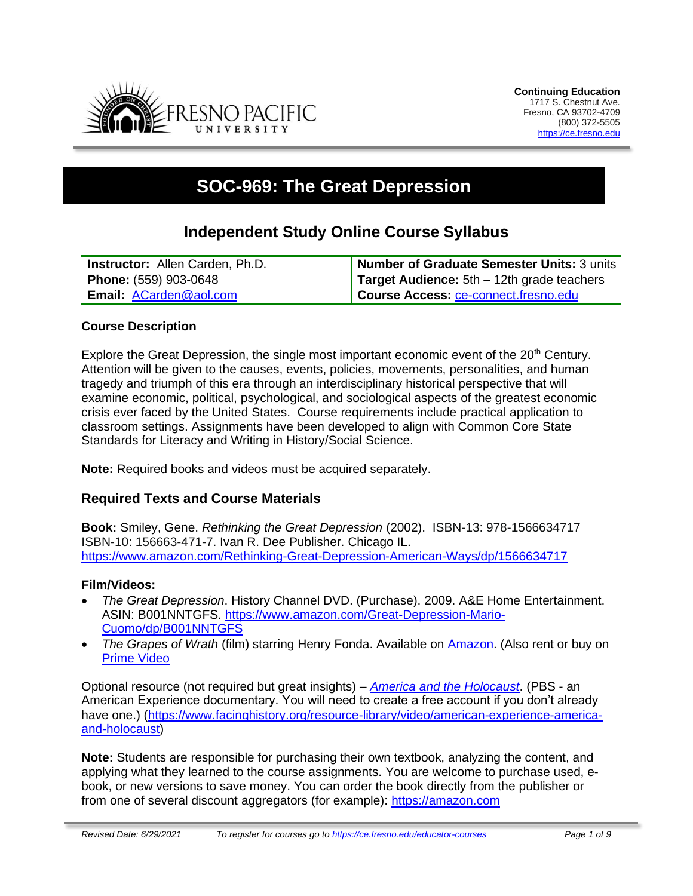**Continuing Education**
1717 S. Chestnut Ave.
Fresno, CA 93702-4709
(800) 372-5505
https://ce.fresno.edu

# SOC-969: The Great Depression

## Independent Study Online Course Syllabus

| | |
|---|---|
| **Instructor:** Allen Carden, Ph.D. | **Number of Graduate Semester Units:** 3 units |
| **Phone:** (559) 903-0648 | **Target Audience:** 5th – 12th grade teachers |
| **Email:** ACarden@aol.com | **Course Access:** ce-connect.fresno.edu |

### Course Description

Explore the Great Depression, the single most important economic event of the 20th Century. Attention will be given to the causes, events, policies, movements, personalities, and human tragedy and triumph of this era through an interdisciplinary historical perspective that will examine economic, political, psychological, and sociological aspects of the greatest economic crisis ever faced by the United States. Course requirements include practical application to classroom settings. Assignments have been developed to align with Common Core State Standards for Literacy and Writing in History/Social Science.

**Note:** Required books and videos must be acquired separately.

## Required Texts and Course Materials

**Book:** Smiley, Gene. *Rethinking the Great Depression* (2002). ISBN-13: 978-1566634717 ISBN-10: 156663-471-7. Ivan R. Dee Publisher. Chicago IL. https://www.amazon.com/Rethinking-Great-Depression-American-Ways/dp/1566634717

**Film/Videos:**

- *The Great Depression*. History Channel DVD. (Purchase). 2009. A&E Home Entertainment. ASIN: B001NNTGFS. https://www.amazon.com/Great-Depression-Mario-Cuomo/dp/B001NNTGFS
- *The Grapes of Wrath* (film) starring Henry Fonda. Available on Amazon. (Also rent or buy on Prime Video)

Optional resource (not required but great insights) – *America and the Holocaust*. (PBS - an American Experience documentary. You will need to create a free account if you don't already have one.) (https://www.facinghistory.org/resource-library/video/american-experience-america-and-holocaust)

**Note:** Students are responsible for purchasing their own textbook, analyzing the content, and applying what they learned to the course assignments. You are welcome to purchase used, e-book, or new versions to save money. You can order the book directly from the publisher or from one of several discount aggregators (for example): https://amazon.com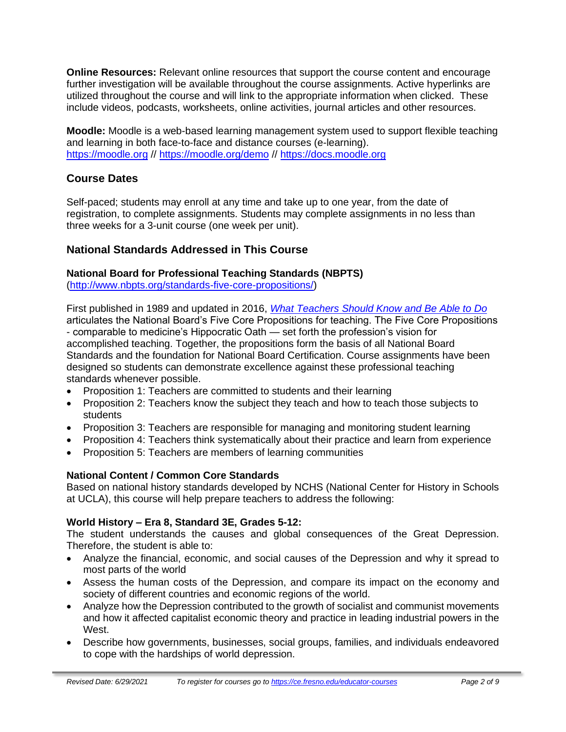**Online Resources:** Relevant online resources that support the course content and encourage further investigation will be available throughout the course assignments. Active hyperlinks are utilized throughout the course and will link to the appropriate information when clicked. These include videos, podcasts, worksheets, online activities, journal articles and other resources.

**Moodle:** Moodle is a web-based learning management system used to support flexible teaching and learning in both face-to-face and distance courses (e-learning).
https://moodle.org // https://moodle.org/demo // https://docs.moodle.org

## Course Dates

Self-paced; students may enroll at any time and take up to one year, from the date of registration, to complete assignments. Students may complete assignments in no less than three weeks for a 3-unit course (one week per unit).

## National Standards Addressed in This Course

### National Board for Professional Teaching Standards (NBPTS)

(http://www.nbpts.org/standards-five-core-propositions/)

First published in 1989 and updated in 2016, *What Teachers Should Know and Be Able to Do* articulates the National Board's Five Core Propositions for teaching. The Five Core Propositions - comparable to medicine's Hippocratic Oath — set forth the profession's vision for accomplished teaching. Together, the propositions form the basis of all National Board Standards and the foundation for National Board Certification. Course assignments have been designed so students can demonstrate excellence against these professional teaching standards whenever possible.

- Proposition 1: Teachers are committed to students and their learning
- Proposition 2: Teachers know the subject they teach and how to teach those subjects to students
- Proposition 3: Teachers are responsible for managing and monitoring student learning
- Proposition 4: Teachers think systematically about their practice and learn from experience
- Proposition 5: Teachers are members of learning communities

### National Content / Common Core Standards

Based on national history standards developed by NCHS (National Center for History in Schools at UCLA), this course will help prepare teachers to address the following:

### World History – Era 8, Standard 3E, Grades 5-12:

The student understands the causes and global consequences of the Great Depression. Therefore, the student is able to:

- Analyze the financial, economic, and social causes of the Depression and why it spread to most parts of the world
- Assess the human costs of the Depression, and compare its impact on the economy and society of different countries and economic regions of the world.
- Analyze how the Depression contributed to the growth of socialist and communist movements and how it affected capitalist economic theory and practice in leading industrial powers in the West.
- Describe how governments, businesses, social groups, families, and individuals endeavored to cope with the hardships of world depression.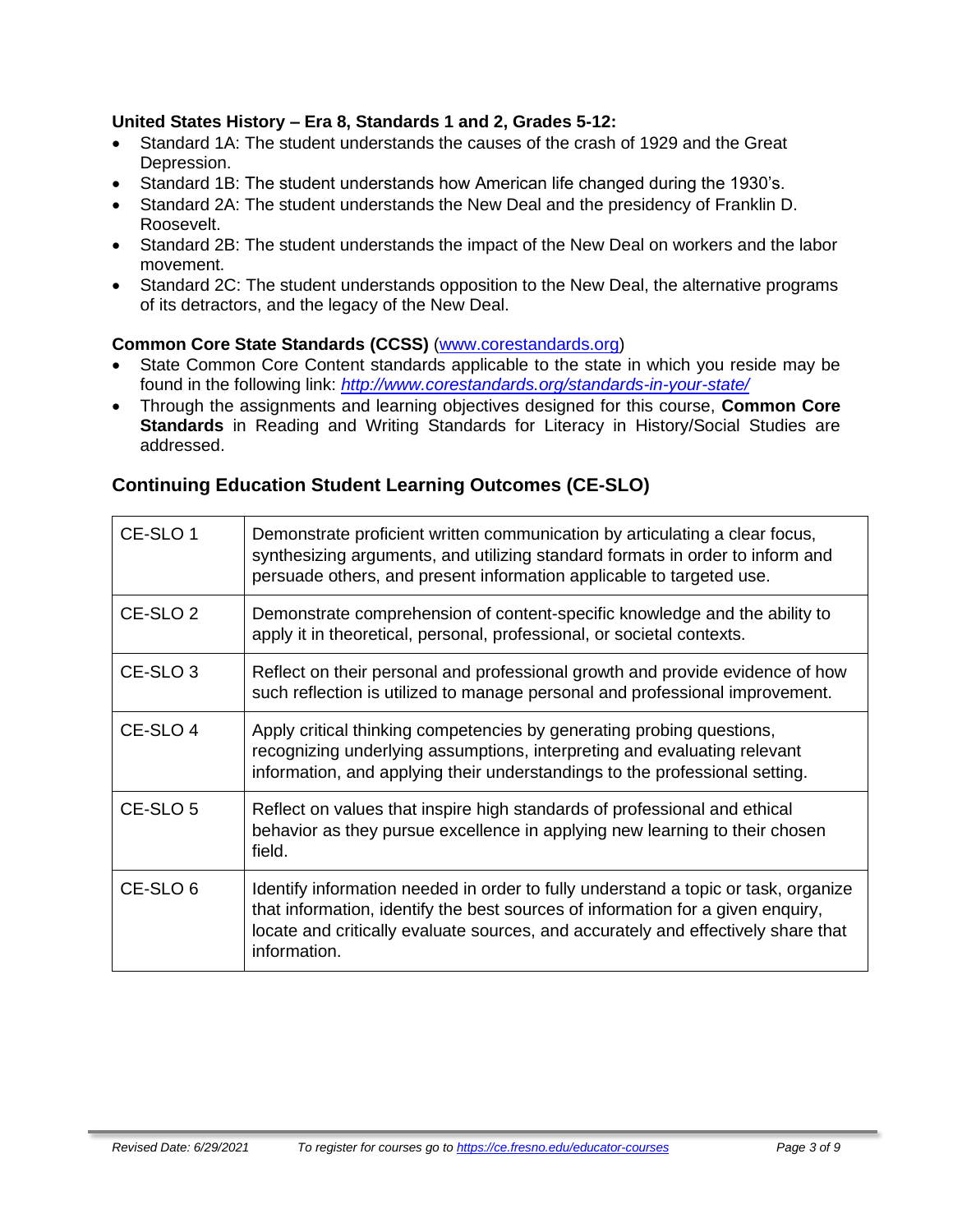**United States History – Era 8, Standards 1 and 2, Grades 5-12:**

- Standard 1A: The student understands the causes of the crash of 1929 and the Great Depression.
- Standard 1B: The student understands how American life changed during the 1930's.
- Standard 2A: The student understands the New Deal and the presidency of Franklin D. Roosevelt.
- Standard 2B: The student understands the impact of the New Deal on workers and the labor movement.
- Standard 2C: The student understands opposition to the New Deal, the alternative programs of its detractors, and the legacy of the New Deal.

**Common Core State Standards (CCSS)** ([www.corestandards.org](www.corestandards.org))

- State Common Core Content standards applicable to the state in which you reside may be found in the following link: *[http://www.corestandards.org/standards-in-your-state/](http://www.corestandards.org/standards-in-your-state/)*
- Through the assignments and learning objectives designed for this course, **Common Core Standards** in Reading and Writing Standards for Literacy in History/Social Studies are addressed.

## Continuing Education Student Learning Outcomes (CE-SLO)

| | |
|---|---|
| CE-SLO 1 | Demonstrate proficient written communication by articulating a clear focus, synthesizing arguments, and utilizing standard formats in order to inform and persuade others, and present information applicable to targeted use. |
| CE-SLO 2 | Demonstrate comprehension of content-specific knowledge and the ability to apply it in theoretical, personal, professional, or societal contexts. |
| CE-SLO 3 | Reflect on their personal and professional growth and provide evidence of how such reflection is utilized to manage personal and professional improvement. |
| CE-SLO 4 | Apply critical thinking competencies by generating probing questions, recognizing underlying assumptions, interpreting and evaluating relevant information, and applying their understandings to the professional setting. |
| CE-SLO 5 | Reflect on values that inspire high standards of professional and ethical behavior as they pursue excellence in applying new learning to their chosen field. |
| CE-SLO 6 | Identify information needed in order to fully understand a topic or task, organize that information, identify the best sources of information for a given enquiry, locate and critically evaluate sources, and accurately and effectively share that information. |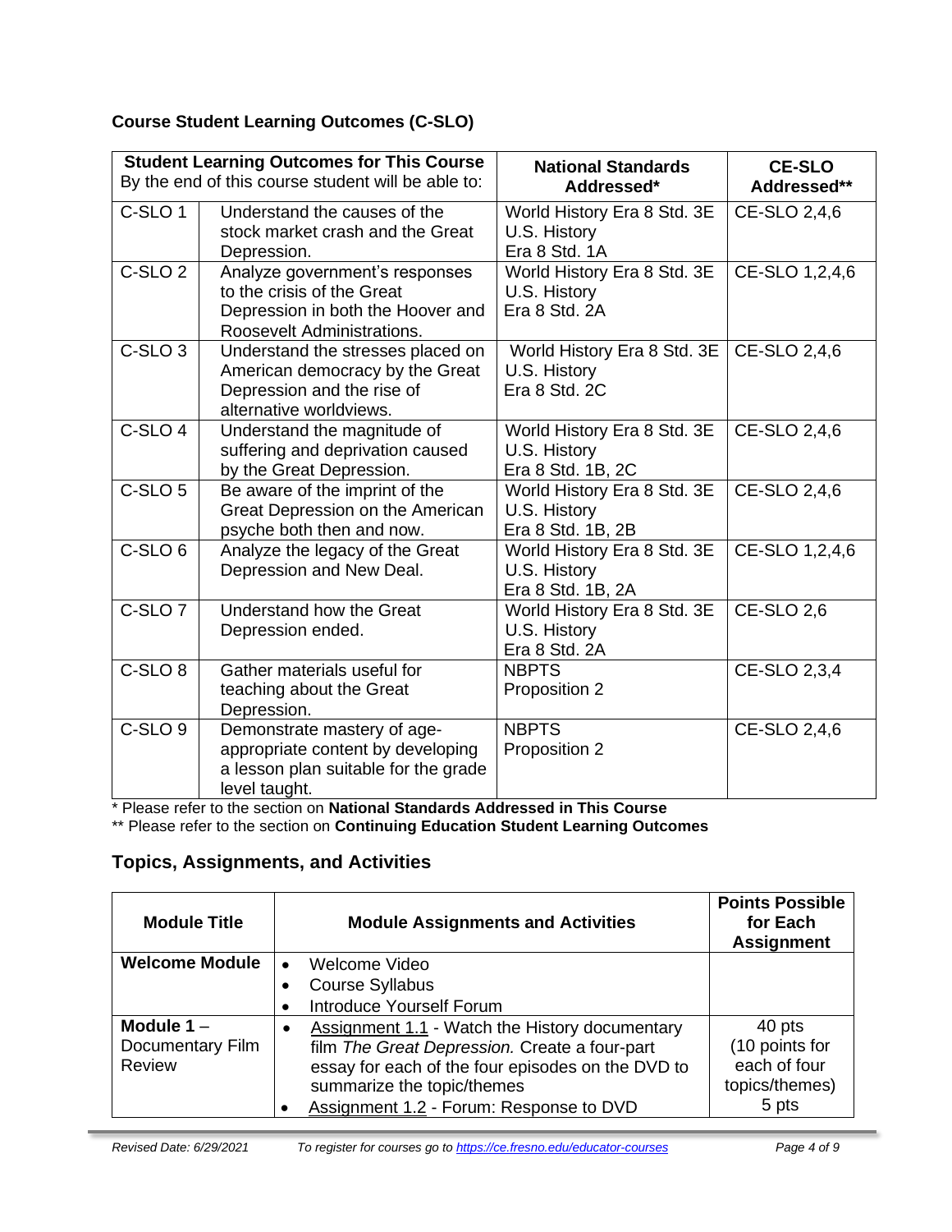### Course Student Learning Outcomes (C-SLO)

| **Student Learning Outcomes for This Course** By the end of this course student will be able to: | | **National Standards Addressed*** | **CE-SLO Addressed**** |
|---|---|---|---|
| C-SLO 1 | Understand the causes of the stock market crash and the Great Depression. | World History Era 8 Std. 3E U.S. History Era 8 Std. 1A | CE-SLO 2,4,6 |
| C-SLO 2 | Analyze government's responses to the crisis of the Great Depression in both the Hoover and Roosevelt Administrations. | World History Era 8 Std. 3E U.S. History Era 8 Std. 2A | CE-SLO 1,2,4,6 |
| C-SLO 3 | Understand the stresses placed on American democracy by the Great Depression and the rise of alternative worldviews. | World History Era 8 Std. 3E U.S. History Era 8 Std. 2C | CE-SLO 2,4,6 |
| C-SLO 4 | Understand the magnitude of suffering and deprivation caused by the Great Depression. | World History Era 8 Std. 3E U.S. History Era 8 Std. 1B, 2C | CE-SLO 2,4,6 |
| C-SLO 5 | Be aware of the imprint of the Great Depression on the American psyche both then and now. | World History Era 8 Std. 3E U.S. History Era 8 Std. 1B, 2B | CE-SLO 2,4,6 |
| C-SLO 6 | Analyze the legacy of the Great Depression and New Deal. | World History Era 8 Std. 3E U.S. History Era 8 Std. 1B, 2A | CE-SLO 1,2,4,6 |
| C-SLO 7 | Understand how the Great Depression ended. | World History Era 8 Std. 3E U.S. History Era 8 Std. 2A | CE-SLO 2,6 |
| C-SLO 8 | Gather materials useful for teaching about the Great Depression. | NBPTS Proposition 2 | CE-SLO 2,3,4 |
| C-SLO 9 | Demonstrate mastery of age-appropriate content by developing a lesson plan suitable for the grade level taught. | NBPTS Proposition 2 | CE-SLO 2,4,6 |

\* Please refer to the section on **National Standards Addressed in This Course**

\*\* Please refer to the section on **Continuing Education Student Learning Outcomes**

## Topics, Assignments, and Activities

| **Module Title** | **Module Assignments and Activities** | **Points Possible for Each Assignment** |
|---|---|---|
| **Welcome Module** | • Welcome Video<br>• Course Syllabus<br>• Introduce Yourself Forum | |
| **Module 1** – Documentary Film Review | • Assignment 1.1 - Watch the History documentary film *The Great Depression.* Create a four-part essay for each of the four episodes on the DVD to summarize the topic/themes<br>• Assignment 1.2 - Forum: Response to DVD | 40 pts (10 points for each of four topics/themes)<br>5 pts |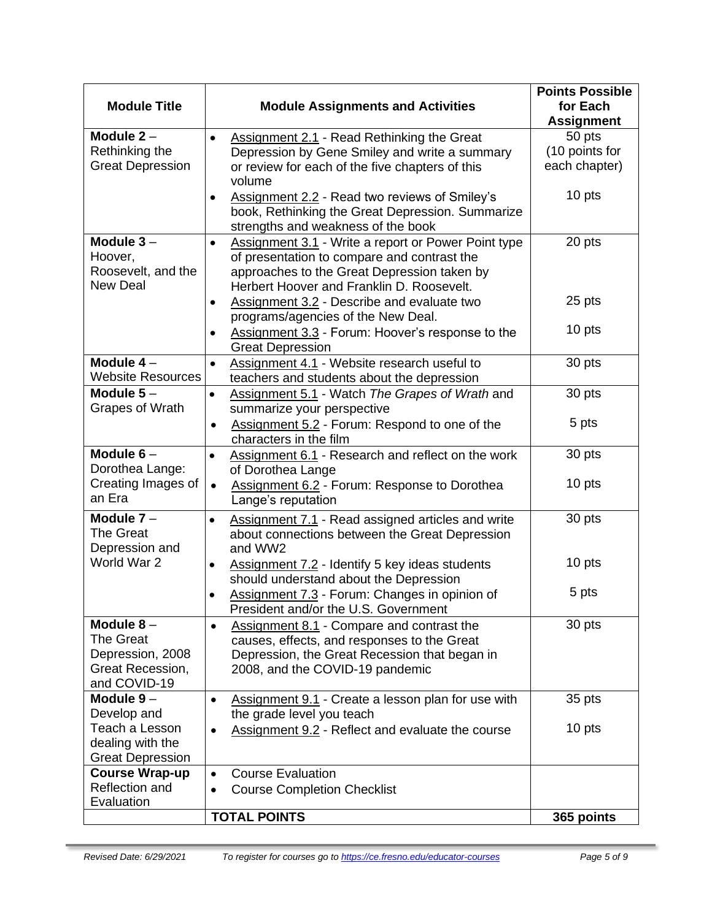| Module Title | Module Assignments and Activities | Points Possible for Each Assignment |
|---|---|---|
| **Module 2** – Rethinking the Great Depression | • Assignment 2.1 - Read Rethinking the Great Depression by Gene Smiley and write a summary or review for each of the five chapters of this volume<br>• Assignment 2.2 - Read two reviews of Smiley's book, Rethinking the Great Depression. Summarize strengths and weakness of the book | 50 pts (10 points for each chapter)<br><br>10 pts |
| **Module 3** – Hoover, Roosevelt, and the New Deal | • Assignment 3.1 - Write a report or Power Point type of presentation to compare and contrast the approaches to the Great Depression taken by Herbert Hoover and Franklin D. Roosevelt.<br>• Assignment 3.2 - Describe and evaluate two programs/agencies of the New Deal.<br>• Assignment 3.3 - Forum: Hoover's response to the Great Depression | 20 pts<br><br>25 pts<br><br>10 pts |
| **Module 4** – Website Resources | • Assignment 4.1 - Website research useful to teachers and students about the depression | 30 pts |
| **Module 5** – Grapes of Wrath | • Assignment 5.1 - Watch *The Grapes of Wrath* and summarize your perspective<br>• Assignment 5.2 - Forum: Respond to one of the characters in the film | 30 pts<br><br>5 pts |
| **Module 6** – Dorothea Lange: Creating Images of an Era | • Assignment 6.1 - Research and reflect on the work of Dorothea Lange<br>• Assignment 6.2 - Forum: Response to Dorothea Lange's reputation | 30 pts<br><br>10 pts |
| **Module 7** – The Great Depression and World War 2 | • Assignment 7.1 - Read assigned articles and write about connections between the Great Depression and WW2<br>• Assignment 7.2 - Identify 5 key ideas students should understand about the Depression<br>• Assignment 7.3 - Forum: Changes in opinion of President and/or the U.S. Government | 30 pts<br><br>10 pts<br><br>5 pts |
| **Module 8** – The Great Depression, 2008 Great Recession, and COVID-19 | • Assignment 8.1 - Compare and contrast the causes, effects, and responses to the Great Depression, the Great Recession that began in 2008, and the COVID-19 pandemic | 30 pts |
| **Module 9** – Develop and Teach a Lesson dealing with the Great Depression | • Assignment 9.1 - Create a lesson plan for use with the grade level you teach<br>• Assignment 9.2 - Reflect and evaluate the course | 35 pts<br><br>10 pts |
| **Course Wrap-up** Reflection and Evaluation | • Course Evaluation<br>• Course Completion Checklist | |
| | **TOTAL POINTS** | **365 points** |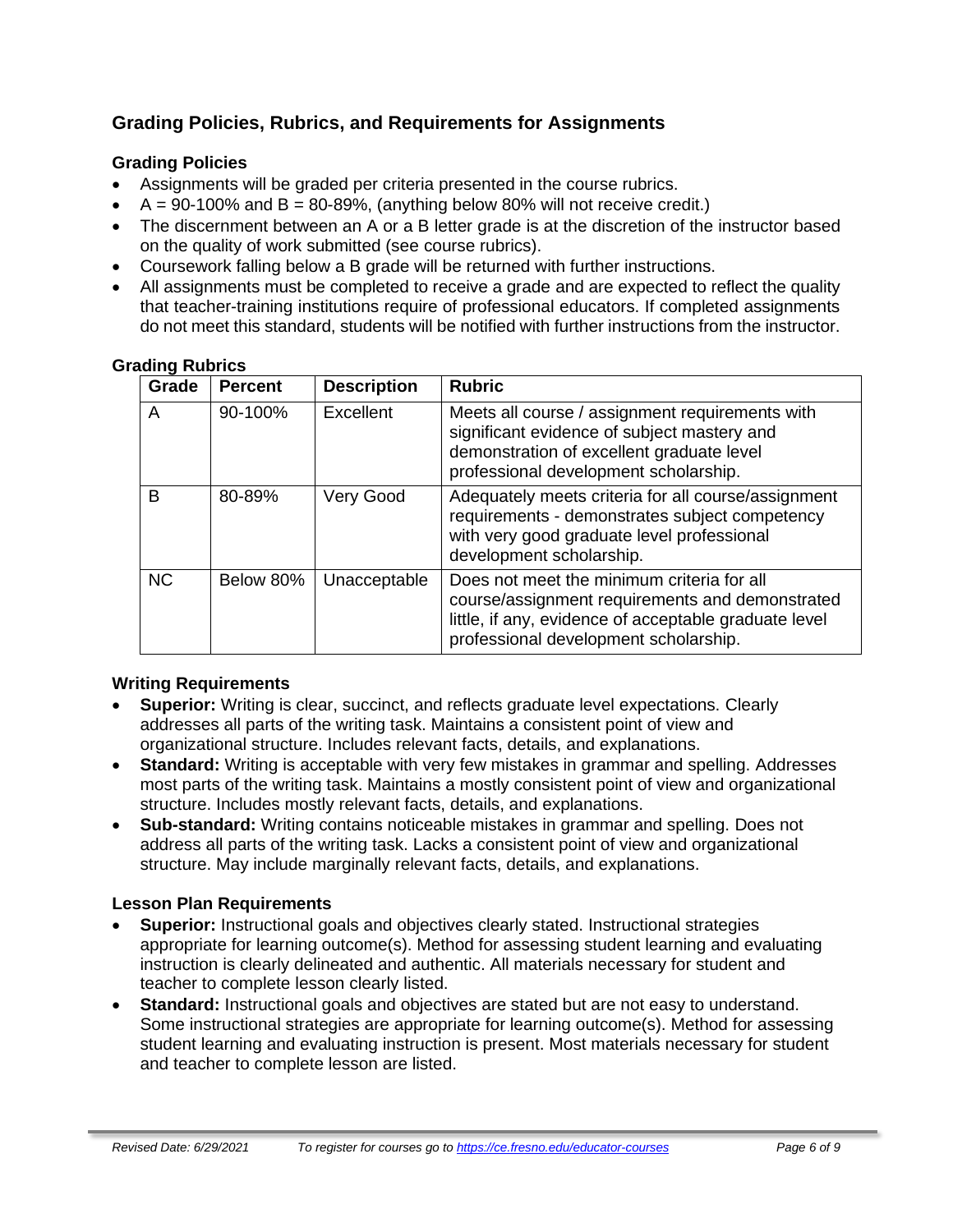## Grading Policies, Rubrics, and Requirements for Assignments

### Grading Policies

- Assignments will be graded per criteria presented in the course rubrics.
- A = 90-100% and B = 80-89%, (anything below 80% will not receive credit.)
- The discernment between an A or a B letter grade is at the discretion of the instructor based on the quality of work submitted (see course rubrics).
- Coursework falling below a B grade will be returned with further instructions.
- All assignments must be completed to receive a grade and are expected to reflect the quality that teacher-training institutions require of professional educators. If completed assignments do not meet this standard, students will be notified with further instructions from the instructor.

### Grading Rubrics

| Grade | Percent | Description | Rubric |
|---|---|---|---|
| A | 90-100% | Excellent | Meets all course / assignment requirements with significant evidence of subject mastery and demonstration of excellent graduate level professional development scholarship. |
| B | 80-89% | Very Good | Adequately meets criteria for all course/assignment requirements - demonstrates subject competency with very good graduate level professional development scholarship. |
| NC | Below 80% | Unacceptable | Does not meet the minimum criteria for all course/assignment requirements and demonstrated little, if any, evidence of acceptable graduate level professional development scholarship. |

### Writing Requirements

- **Superior:** Writing is clear, succinct, and reflects graduate level expectations. Clearly addresses all parts of the writing task. Maintains a consistent point of view and organizational structure. Includes relevant facts, details, and explanations.
- **Standard:** Writing is acceptable with very few mistakes in grammar and spelling. Addresses most parts of the writing task. Maintains a mostly consistent point of view and organizational structure. Includes mostly relevant facts, details, and explanations.
- **Sub-standard:** Writing contains noticeable mistakes in grammar and spelling. Does not address all parts of the writing task. Lacks a consistent point of view and organizational structure. May include marginally relevant facts, details, and explanations.

### Lesson Plan Requirements

- **Superior:** Instructional goals and objectives clearly stated. Instructional strategies appropriate for learning outcome(s). Method for assessing student learning and evaluating instruction is clearly delineated and authentic. All materials necessary for student and teacher to complete lesson clearly listed.
- **Standard:** Instructional goals and objectives are stated but are not easy to understand. Some instructional strategies are appropriate for learning outcome(s). Method for assessing student learning and evaluating instruction is present. Most materials necessary for student and teacher to complete lesson are listed.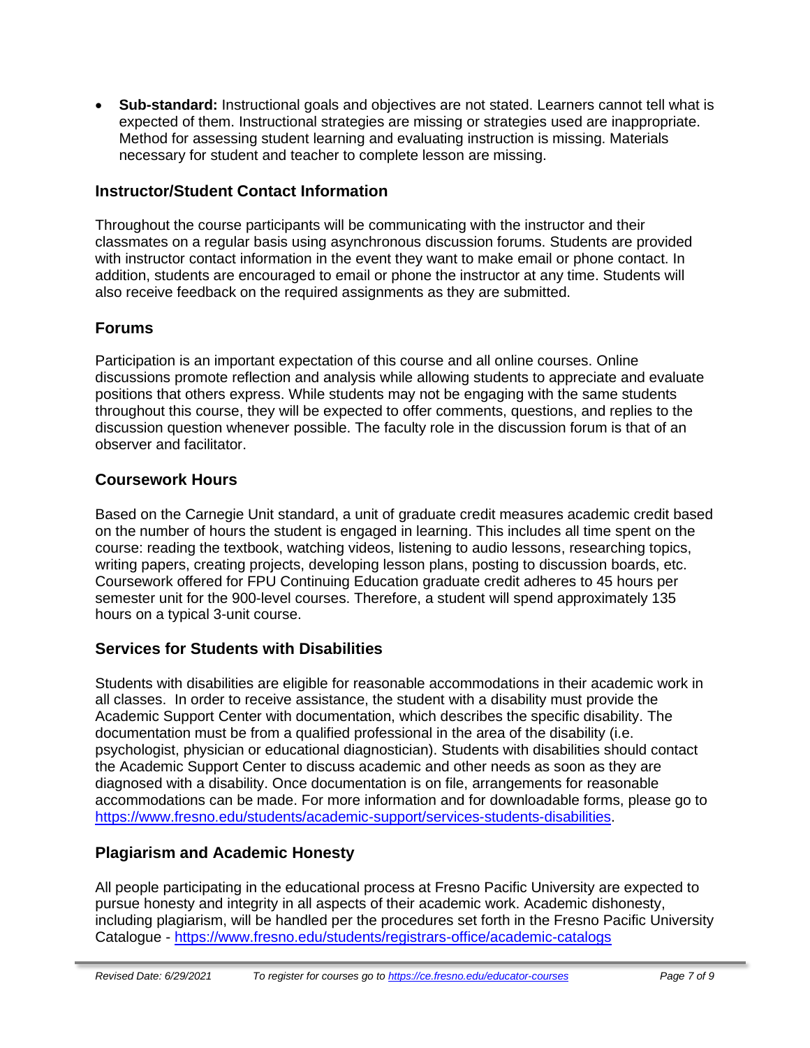- **Sub-standard:** Instructional goals and objectives are not stated. Learners cannot tell what is expected of them. Instructional strategies are missing or strategies used are inappropriate. Method for assessing student learning and evaluating instruction is missing. Materials necessary for student and teacher to complete lesson are missing.

## Instructor/Student Contact Information

Throughout the course participants will be communicating with the instructor and their classmates on a regular basis using asynchronous discussion forums. Students are provided with instructor contact information in the event they want to make email or phone contact. In addition, students are encouraged to email or phone the instructor at any time. Students will also receive feedback on the required assignments as they are submitted.

## Forums

Participation is an important expectation of this course and all online courses. Online discussions promote reflection and analysis while allowing students to appreciate and evaluate positions that others express. While students may not be engaging with the same students throughout this course, they will be expected to offer comments, questions, and replies to the discussion question whenever possible. The faculty role in the discussion forum is that of an observer and facilitator.

## Coursework Hours

Based on the Carnegie Unit standard, a unit of graduate credit measures academic credit based on the number of hours the student is engaged in learning. This includes all time spent on the course: reading the textbook, watching videos, listening to audio lessons, researching topics, writing papers, creating projects, developing lesson plans, posting to discussion boards, etc. Coursework offered for FPU Continuing Education graduate credit adheres to 45 hours per semester unit for the 900-level courses. Therefore, a student will spend approximately 135 hours on a typical 3-unit course.

## Services for Students with Disabilities

Students with disabilities are eligible for reasonable accommodations in their academic work in all classes. In order to receive assistance, the student with a disability must provide the Academic Support Center with documentation, which describes the specific disability. The documentation must be from a qualified professional in the area of the disability (i.e. psychologist, physician or educational diagnostician). Students with disabilities should contact the Academic Support Center to discuss academic and other needs as soon as they are diagnosed with a disability. Once documentation is on file, arrangements for reasonable accommodations can be made. For more information and for downloadable forms, please go to [https://www.fresno.edu/students/academic-support/services-students-disabilities](https://www.fresno.edu/students/academic-support/services-students-disabilities).

## Plagiarism and Academic Honesty

All people participating in the educational process at Fresno Pacific University are expected to pursue honesty and integrity in all aspects of their academic work. Academic dishonesty, including plagiarism, will be handled per the procedures set forth in the Fresno Pacific University Catalogue - [https://www.fresno.edu/students/registrars-office/academic-catalogs](https://www.fresno.edu/students/registrars-office/academic-catalogs)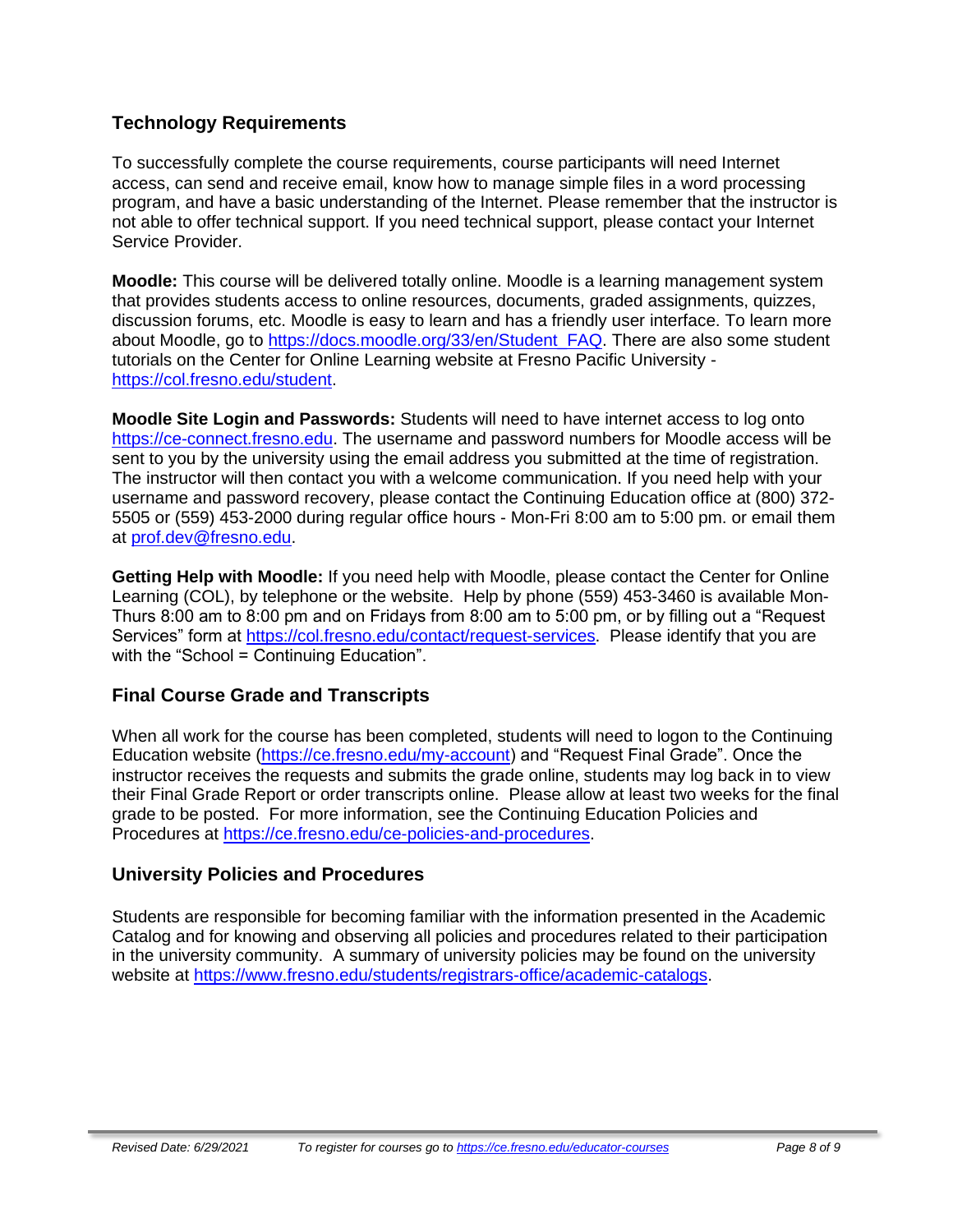## Technology Requirements

To successfully complete the course requirements, course participants will need Internet access, can send and receive email, know how to manage simple files in a word processing program, and have a basic understanding of the Internet. Please remember that the instructor is not able to offer technical support. If you need technical support, please contact your Internet Service Provider.

**Moodle:** This course will be delivered totally online. Moodle is a learning management system that provides students access to online resources, documents, graded assignments, quizzes, discussion forums, etc. Moodle is easy to learn and has a friendly user interface. To learn more about Moodle, go to https://docs.moodle.org/33/en/Student_FAQ. There are also some student tutorials on the Center for Online Learning website at Fresno Pacific University - https://col.fresno.edu/student.

**Moodle Site Login and Passwords:** Students will need to have internet access to log onto https://ce-connect.fresno.edu. The username and password numbers for Moodle access will be sent to you by the university using the email address you submitted at the time of registration. The instructor will then contact you with a welcome communication. If you need help with your username and password recovery, please contact the Continuing Education office at (800) 372-5505 or (559) 453-2000 during regular office hours - Mon-Fri 8:00 am to 5:00 pm. or email them at prof.dev@fresno.edu.

**Getting Help with Moodle:** If you need help with Moodle, please contact the Center for Online Learning (COL), by telephone or the website. Help by phone (559) 453-3460 is available Mon-Thurs 8:00 am to 8:00 pm and on Fridays from 8:00 am to 5:00 pm, or by filling out a "Request Services" form at https://col.fresno.edu/contact/request-services. Please identify that you are with the "School = Continuing Education".

## Final Course Grade and Transcripts

When all work for the course has been completed, students will need to logon to the Continuing Education website (https://ce.fresno.edu/my-account) and "Request Final Grade". Once the instructor receives the requests and submits the grade online, students may log back in to view their Final Grade Report or order transcripts online. Please allow at least two weeks for the final grade to be posted. For more information, see the Continuing Education Policies and Procedures at https://ce.fresno.edu/ce-policies-and-procedures.

## University Policies and Procedures

Students are responsible for becoming familiar with the information presented in the Academic Catalog and for knowing and observing all policies and procedures related to their participation in the university community. A summary of university policies may be found on the university website at https://www.fresno.edu/students/registrars-office/academic-catalogs.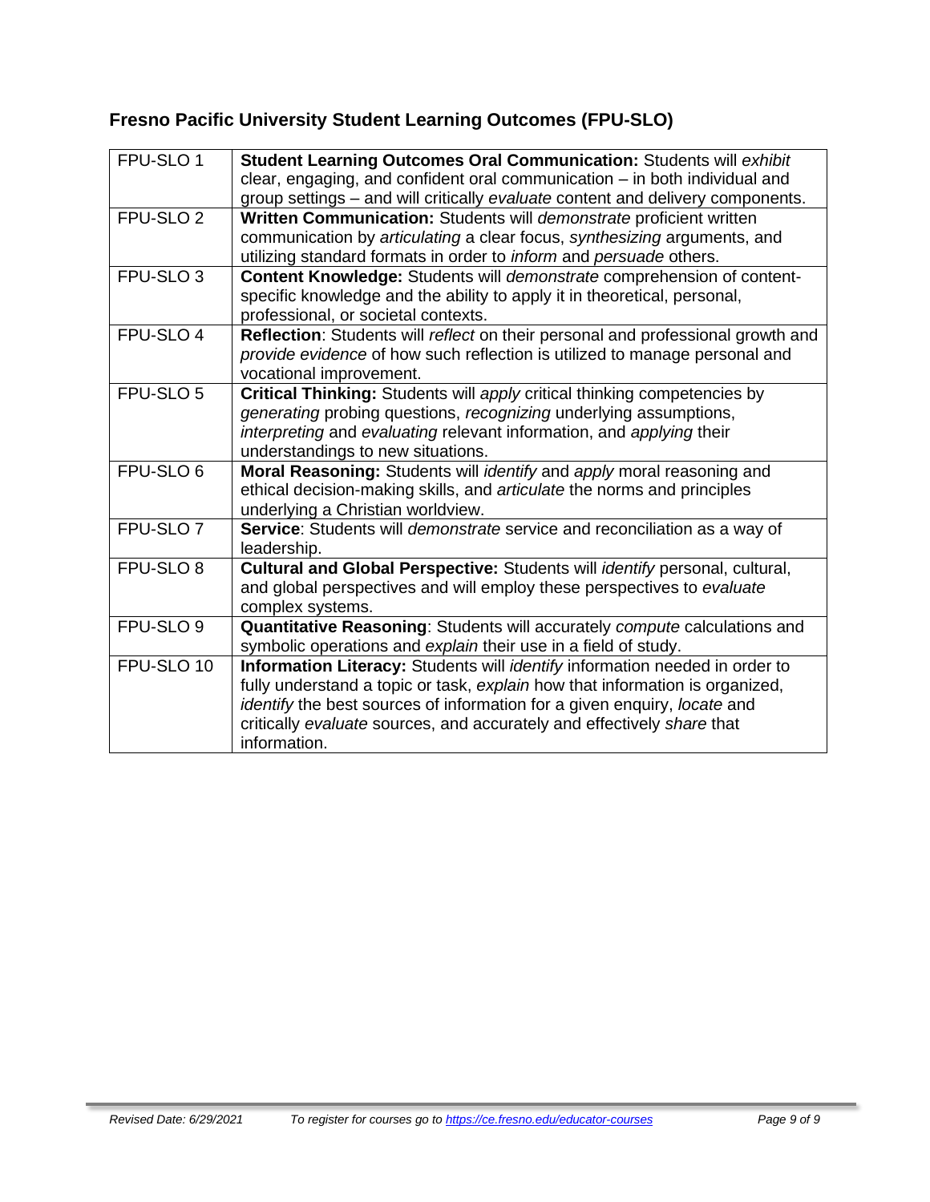## Fresno Pacific University Student Learning Outcomes (FPU-SLO)

| | |
|---|---|
| FPU-SLO 1 | **Student Learning Outcomes Oral Communication:** Students will *exhibit* clear, engaging, and confident oral communication – in both individual and group settings – and will critically *evaluate* content and delivery components. |
| FPU-SLO 2 | **Written Communication:** Students will *demonstrate* proficient written communication by *articulating* a clear focus, *synthesizing* arguments, and utilizing standard formats in order to *inform* and *persuade* others. |
| FPU-SLO 3 | **Content Knowledge:** Students will *demonstrate* comprehension of content-specific knowledge and the ability to apply it in theoretical, personal, professional, or societal contexts. |
| FPU-SLO 4 | **Reflection**: Students will *reflect* on their personal and professional growth and *provide evidence* of how such reflection is utilized to manage personal and vocational improvement. |
| FPU-SLO 5 | **Critical Thinking:** Students will *apply* critical thinking competencies by *generating* probing questions, *recognizing* underlying assumptions, *interpreting* and *evaluating* relevant information, and *applying* their understandings to new situations. |
| FPU-SLO 6 | **Moral Reasoning:** Students will *identify* and *apply* moral reasoning and ethical decision-making skills, and *articulate* the norms and principles underlying a Christian worldview. |
| FPU-SLO 7 | **Service**: Students will *demonstrate* service and reconciliation as a way of leadership. |
| FPU-SLO 8 | **Cultural and Global Perspective:** Students will *identify* personal, cultural, and global perspectives and will employ these perspectives to *evaluate* complex systems. |
| FPU-SLO 9 | **Quantitative Reasoning**: Students will accurately *compute* calculations and symbolic operations and *explain* their use in a field of study. |
| FPU-SLO 10 | **Information Literacy:** Students will *identify* information needed in order to fully understand a topic or task, *explain* how that information is organized, *identify* the best sources of information for a given enquiry, *locate* and critically *evaluate* sources, and accurately and effectively *share* that information. |